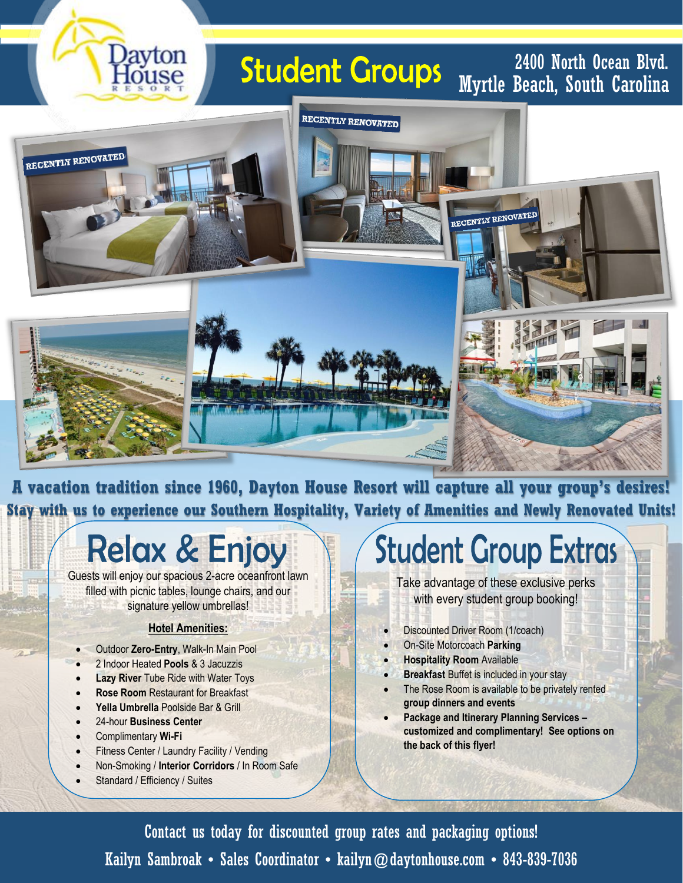Dayton House RESORT

# Student Groups

2400 North Ocean Blvd.
Myrtle Beach, South Carolina

RECENTLY RENOVATED

RECENTLY RENOVATED

RECENTLY RENOVATED

**A vacation tradition since 1960, Dayton House Resort will capture all your group's desires! Stay with us to experience our Southern Hospitality, Variety of Amenities and Newly Renovated Units!**

## Relax & Enjoy

Guests will enjoy our spacious 2-acre oceanfront lawn filled with picnic tables, lounge chairs, and our signature yellow umbrellas!

**Hotel Amenities:**

- Outdoor **Zero-Entry**, Walk-In Main Pool
- 2 Indoor Heated **Pools** & 3 Jacuzzis
- **Lazy River** Tube Ride with Water Toys
- **Rose Room** Restaurant for Breakfast
- **Yella Umbrella** Poolside Bar & Grill
- 24-hour **Business Center**
- Complimentary **Wi-Fi**
- Fitness Center / Laundry Facility / Vending
- Non-Smoking / **Interior Corridors** / In Room Safe
- Standard / Efficiency / Suites

## Student Group Extras

Take advantage of these exclusive perks with every student group booking!

- Discounted Driver Room (1/coach)
- On-Site Motorcoach **Parking**
- **Hospitality Room** Available
- **Breakfast** Buffet is included in your stay
- The Rose Room is available to be privately rented **group dinners and events**
- **Package and Itinerary Planning Services – customized and complimentary! See options on the back of this flyer!**

Contact us today for discounted group rates and packaging options!

Kailyn Sambroak • Sales Coordinator • kailyn@daytonhouse.com • 843-839-7036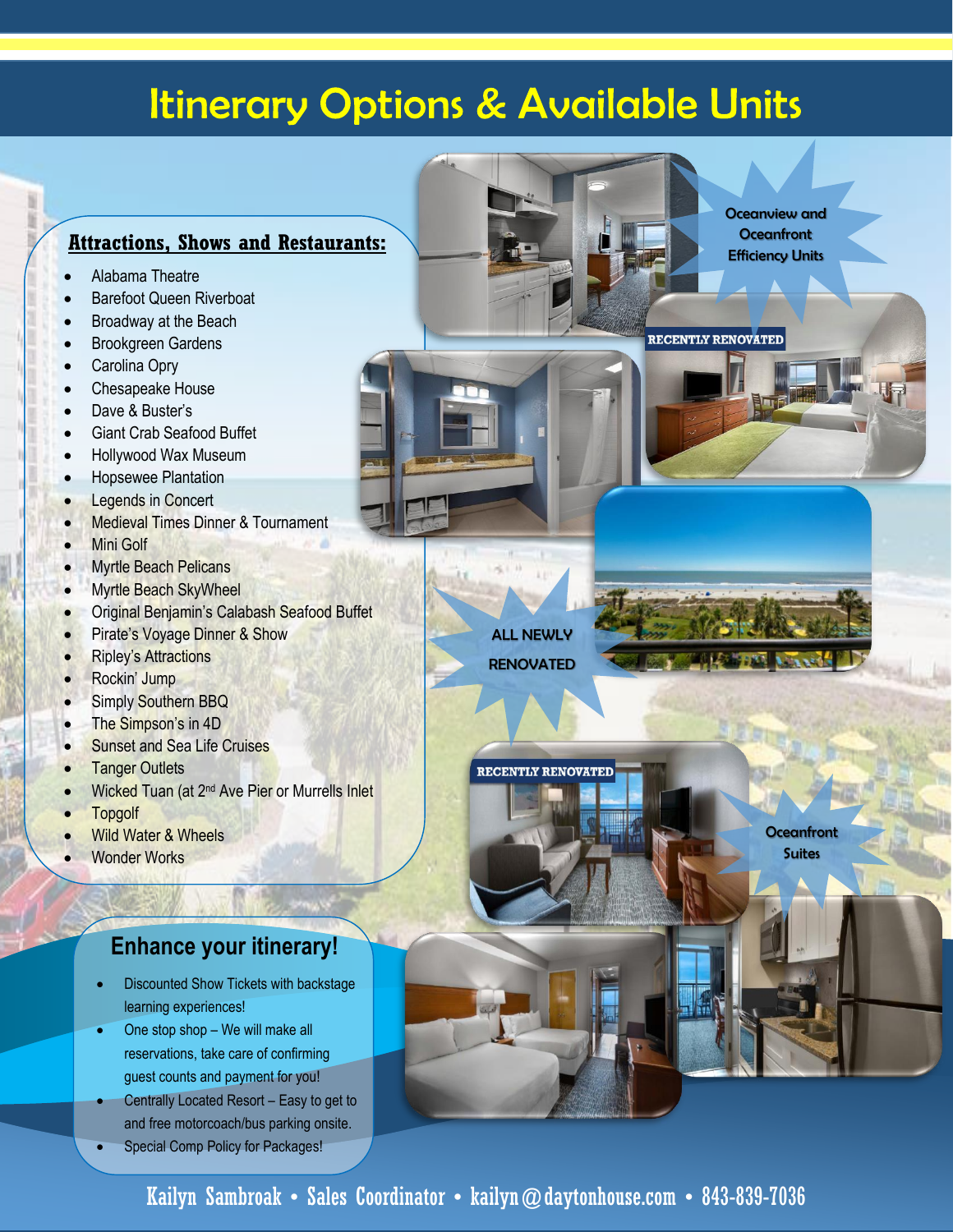# Itinerary Options & Available Units

## Attractions, Shows and Restaurants:

- Alabama Theatre
- Barefoot Queen Riverboat
- Broadway at the Beach
- Brookgreen Gardens
- Carolina Opry
- Chesapeake House
- Dave & Buster's
- Giant Crab Seafood Buffet
- Hollywood Wax Museum
- Hopsewee Plantation
- Legends in Concert
- Medieval Times Dinner & Tournament
- Mini Golf
- Myrtle Beach Pelicans
- Myrtle Beach SkyWheel
- Original Benjamin's Calabash Seafood Buffet
- Pirate's Voyage Dinner & Show
- Ripley's Attractions
- Rockin' Jump
- Simply Southern BBQ
- The Simpson's in 4D
- Sunset and Sea Life Cruises
- Tanger Outlets
- Wicked Tuan (at 2nd Ave Pier or Murrells Inlet
- Topgolf
- Wild Water & Wheels
- Wonder Works

Oceanview and Oceanfront Efficiency Units

RECENTLY RENOVATED

ALL NEWLY RENOVATED

RECENTLY RENOVATED

Oceanfront Suites

## Enhance your itinerary!

- Discounted Show Tickets with backstage learning experiences!
- One stop shop – We will make all reservations, take care of confirming guest counts and payment for you!
- Centrally Located Resort – Easy to get to and free motorcoach/bus parking onsite.
- Special Comp Policy for Packages!

Kailyn Sambroak • Sales Coordinator • kailyn@daytonhouse.com • 843-839-7036